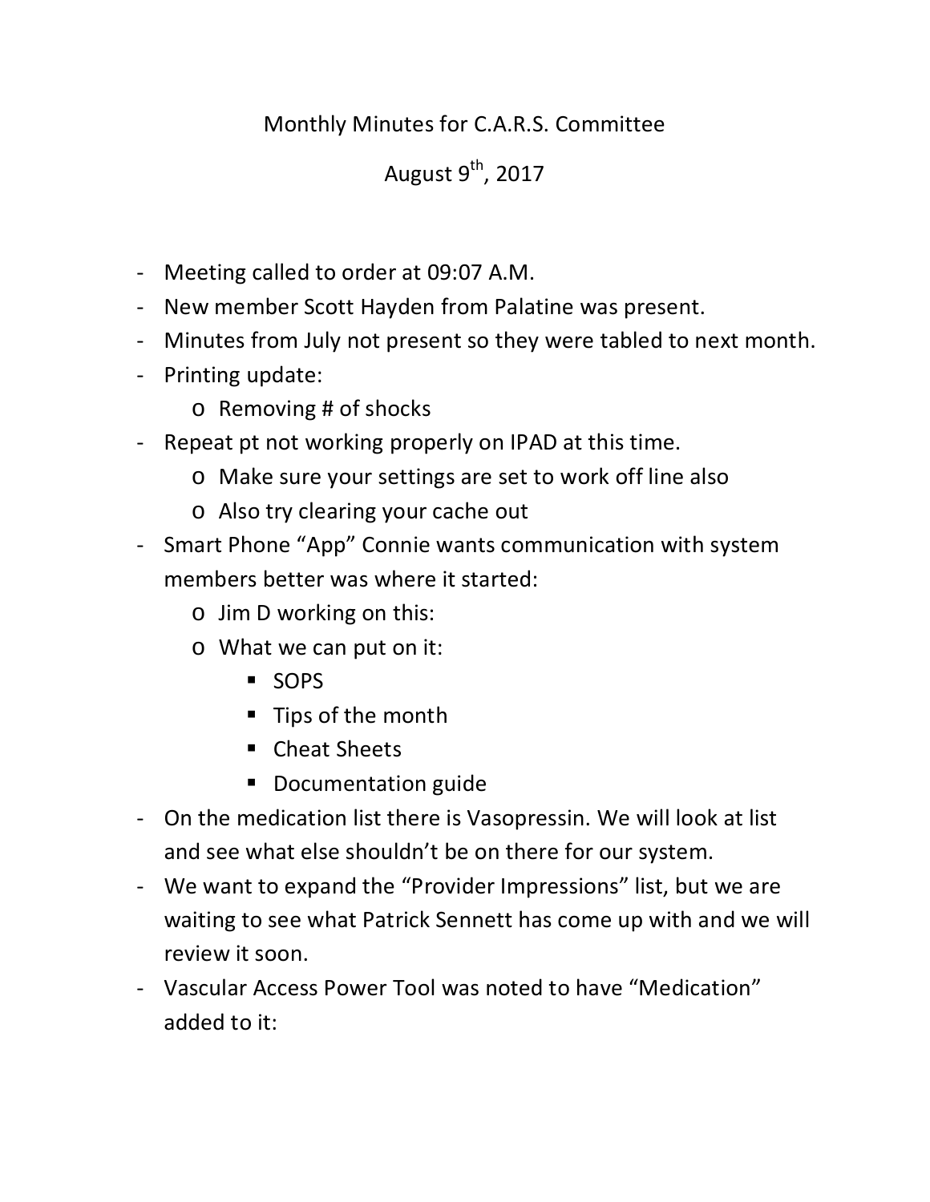# Monthly Minutes for C.A.R.S. Committee

## August 9th, 2017

- Meeting called to order at 09:07 A.M.
- New member Scott Hayden from Palatine was present.
- Minutes from July not present so they were tabled to next month.
- Printing update:
  - Removing # of shocks
- Repeat pt not working properly on IPAD at this time.
  - Make sure your settings are set to work off line also
  - Also try clearing your cache out
- Smart Phone "App" Connie wants communication with system members better was where it started:
  - Jim D working on this:
  - What we can put on it:
    - SOPS
    - Tips of the month
    - Cheat Sheets
    - Documentation guide
- On the medication list there is Vasopressin. We will look at list and see what else shouldn't be on there for our system.
- We want to expand the "Provider Impressions" list, but we are waiting to see what Patrick Sennett has come up with and we will review it soon.
- Vascular Access Power Tool was noted to have "Medication" added to it: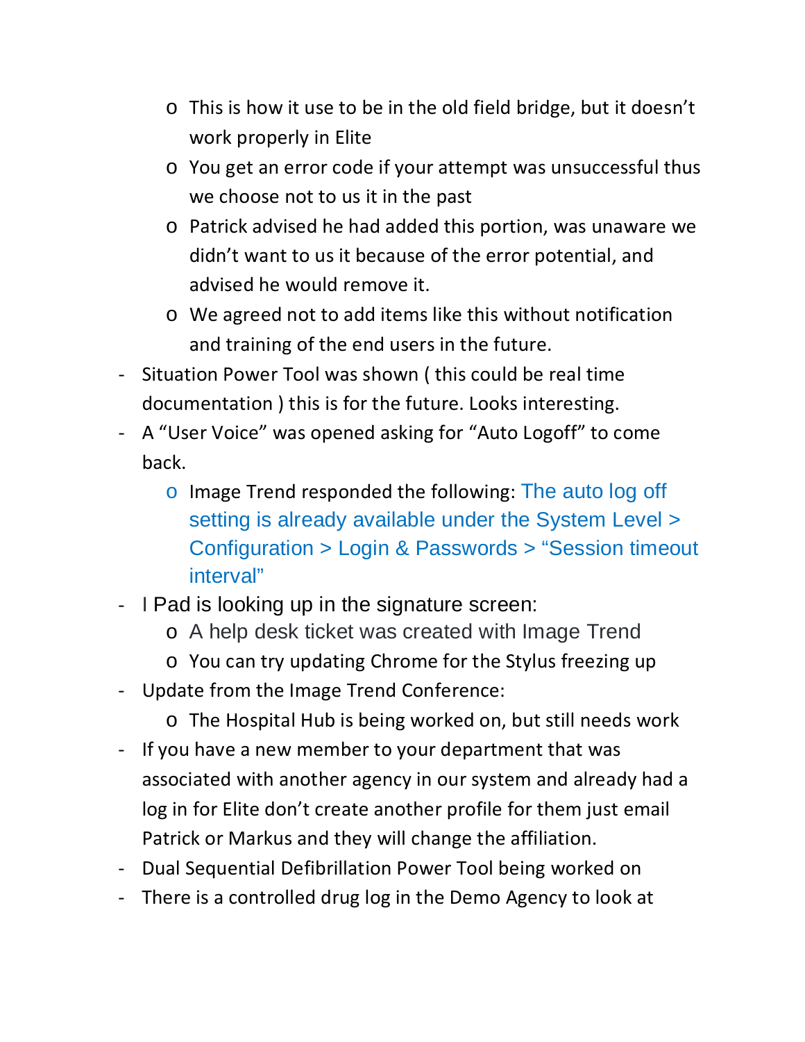- This is how it use to be in the old field bridge, but it doesn't work properly in Elite
  - You get an error code if your attempt was unsuccessful thus we choose not to us it in the past
  - Patrick advised he had added this portion, was unaware we didn't want to us it because of the error potential, and advised he would remove it.
  - We agreed not to add items like this without notification and training of the end users in the future.
- Situation Power Tool was shown ( this could be real time documentation ) this is for the future. Looks interesting.
- A "User Voice" was opened asking for "Auto Logoff" to come back.
  - Image Trend responded the following: The auto log off setting is already available under the System Level > Configuration > Login & Passwords > "Session timeout interval"
- I Pad is looking up in the signature screen:
  - A help desk ticket was created with Image Trend
  - You can try updating Chrome for the Stylus freezing up
- Update from the Image Trend Conference:
  - The Hospital Hub is being worked on, but still needs work
- If you have a new member to your department that was associated with another agency in our system and already had a log in for Elite don't create another profile for them just email Patrick or Markus and they will change the affiliation.
- Dual Sequential Defibrillation Power Tool being worked on
- There is a controlled drug log in the Demo Agency to look at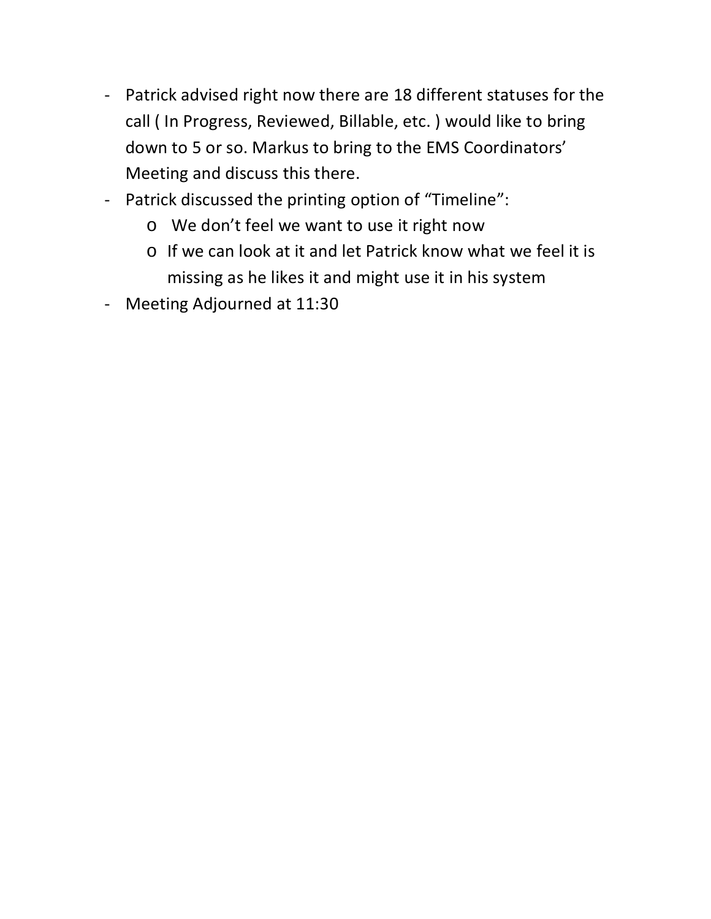- Patrick advised right now there are 18 different statuses for the call ( In Progress, Reviewed, Billable, etc. ) would like to bring down to 5 or so. Markus to bring to the EMS Coordinators' Meeting and discuss this there.
- Patrick discussed the printing option of "Timeline":
  - We don't feel we want to use it right now
  - If we can look at it and let Patrick know what we feel it is missing as he likes it and might use it in his system
- Meeting Adjourned at 11:30